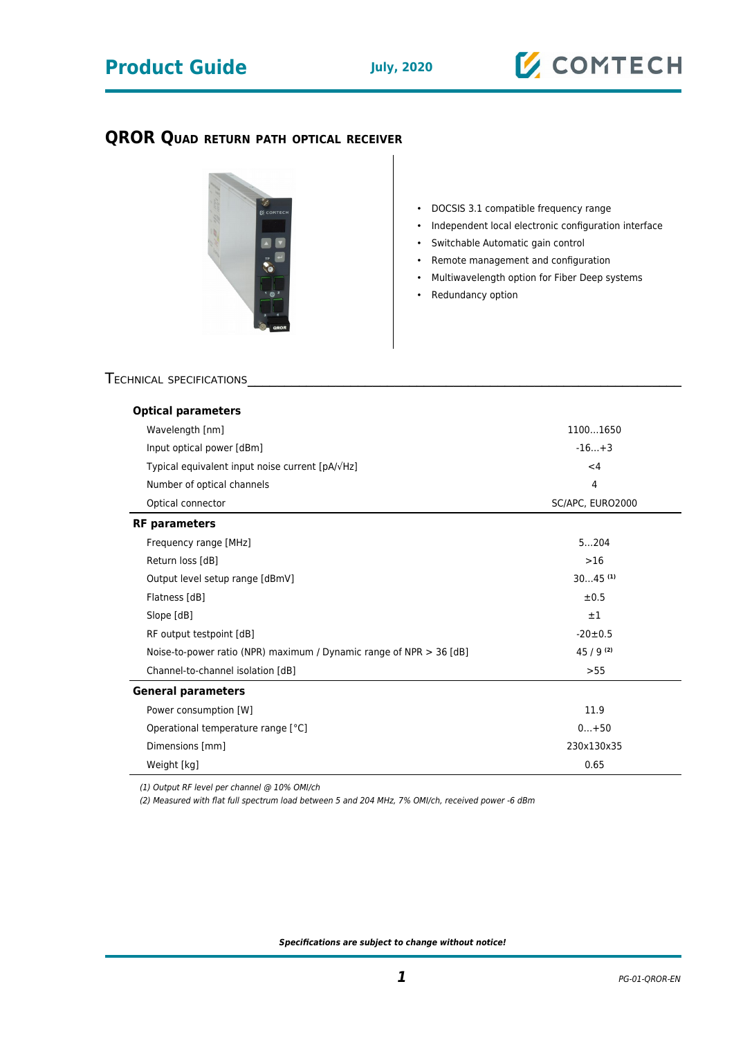# QROR Quad return path optical receiver

- DOCSIS 3.1 compatible frequency range
- Independent local electronic configuration interface
- Switchable Automatic gain control
- Remote management and configuration
- Multiwavelength option for Fiber Deep systems
- Redundancy option

## Technical specifications

| Parameter | Value |
|---|---|
| **Optical parameters** | |
| Wavelength [nm] | 1100...1650 |
| Input optical power [dBm] | -16...+3 |
| Typical equivalent input noise current [pA/√Hz] | <4 |
| Number of optical channels | 4 |
| Optical connector | SC/APC, EURO2000 |
| **RF parameters** | |
| Frequency range [MHz] | 5...204 |
| Return loss [dB] | >16 |
| Output level setup range [dBmV] | 30...45 (1) |
| Flatness [dB] | ±0.5 |
| Slope [dB] | ±1 |
| RF output testpoint [dB] | -20±0.5 |
| Noise-to-power ratio (NPR) maximum / Dynamic range of NPR > 36 [dB] | 45 / 9 (2) |
| Channel-to-channel isolation [dB] | >55 |
| **General parameters** | |
| Power consumption [W] | 11.9 |
| Operational temperature range [°C] | 0...+50 |
| Dimensions [mm] | 230x130x35 |
| Weight [kg] | 0.65 |

*(1) Output RF level per channel @ 10% OMI/ch*

*(2) Measured with flat full spectrum load between 5 and 204 MHz, 7% OMI/ch, received power -6 dBm*

***Specifications are subject to change without notice!***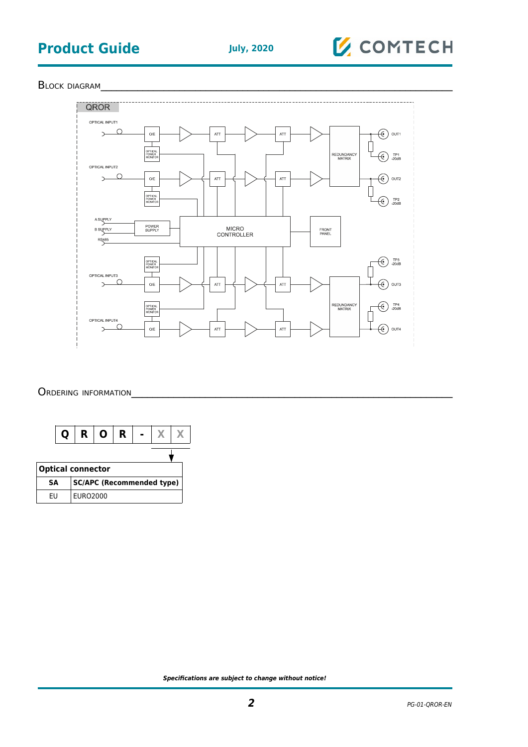## Block diagram

QROR

OPTICAL INPUT1

O/E

OPTICAL POWER MONITOR

ATT

ATT

REDUNDANCY MATRIX

OUT1

TP1 -20dB

OPTICAL INPUT2

O/E

OPTICAL POWER MONITOR

ATT

ATT

OUT2

TP2 -20dB

A SUPPLY

B SUPPLY

RS485

POWER SUPPLY

MICRO CONTROLLER

FRONT PANEL

OPTICAL POWER MONITOR

TP3 -20dB

OPTICAL INPUT3

O/E

ATT

ATT

OUT3

OPTICAL POWER MONITOR

REDUNDANCY MATRIX

TP4 -20dB

OPTICAL INPUT4

O/E

ATT

ATT

OUT4

## Ordering information

| Q | R | O | R | - | X | X |
|---|---|---|---|---|---|---|

| **Optical connector** | |
|---|---|
| **SA** | **SC/APC (Recommended type)** |
| EU | EURO2000 |

***Specifications are subject to change without notice!***